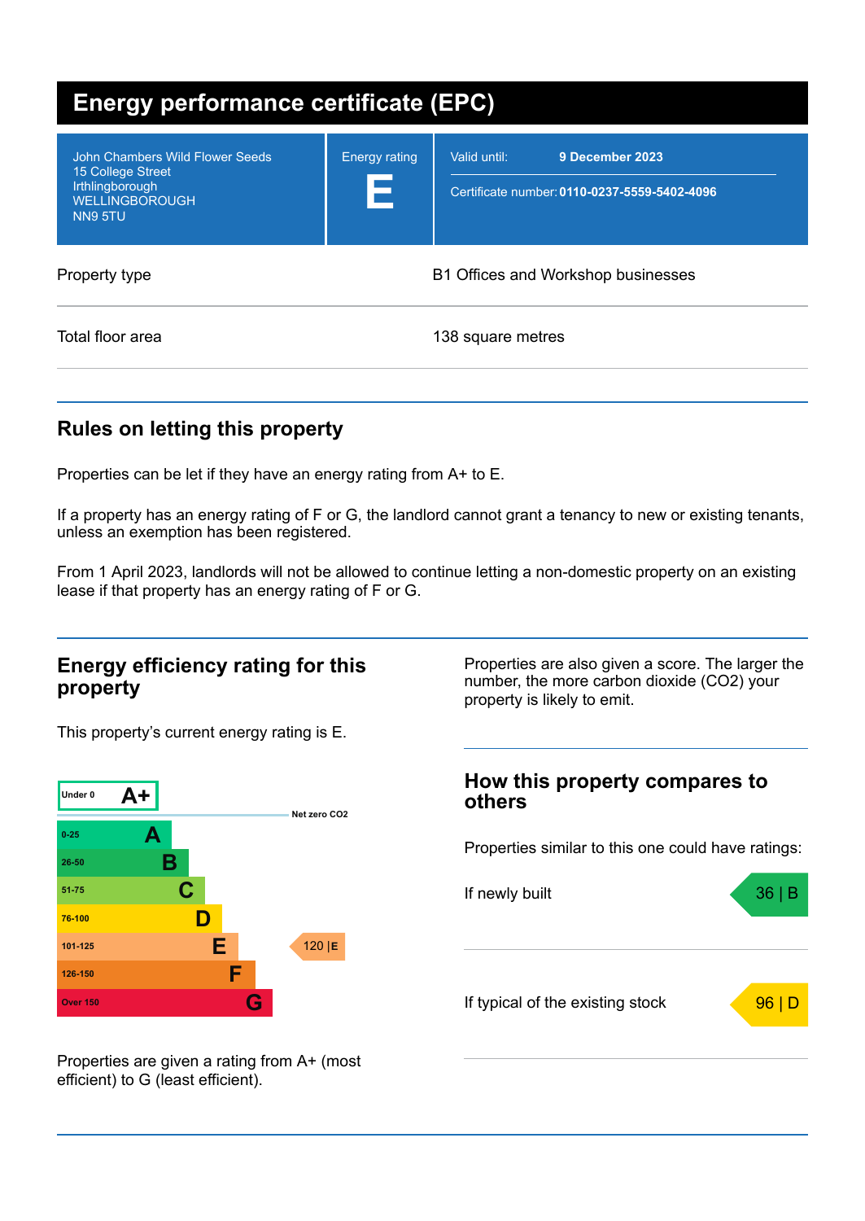# Energy performance certificate (EPC)

| | | |
|---|---|---|
| John Chambers Wild Flower Seeds<br>15 College Street<br>Irthlingborough<br>WELLINGBOROUGH<br>NN9 5TU | Energy rating<br>**E** | Valid until: **9 December 2023**<br>Certificate number: **0110-0237-5559-5402-4096** |

| | |
|---|---|
| Property type | B1 Offices and Workshop businesses |
| Total floor area | 138 square metres |

## Rules on letting this property

Properties can be let if they have an energy rating from A+ to E.

If a property has an energy rating of F or G, the landlord cannot grant a tenancy to new or existing tenants, unless an exemption has been registered.

From 1 April 2023, landlords will not be allowed to continue letting a non-domestic property on an existing lease if that property has an energy rating of F or G.

## Energy efficiency rating for this property

This property's current energy rating is E.

| Score | Rating |
|---|---|
| Under 0 | A+ |
| | Net zero $CO_2$ |
| 0-25 | A |
| 26-50 | B |
| 51-75 | C |
| 76-100 | D |
| 101-125 | E — **120 \| E** (this property) |
| 126-150 | F |
| Over 150 | G |

Properties are given a rating from A+ (most efficient) to G (least efficient).

Properties are also given a score. The larger the number, the more carbon dioxide ($CO_2$) your property is likely to emit.

## How this property compares to others

Properties similar to this one could have ratings:

| | |
|---|---|
| If newly built | 36 \| B |
| If typical of the existing stock | 96 \| D |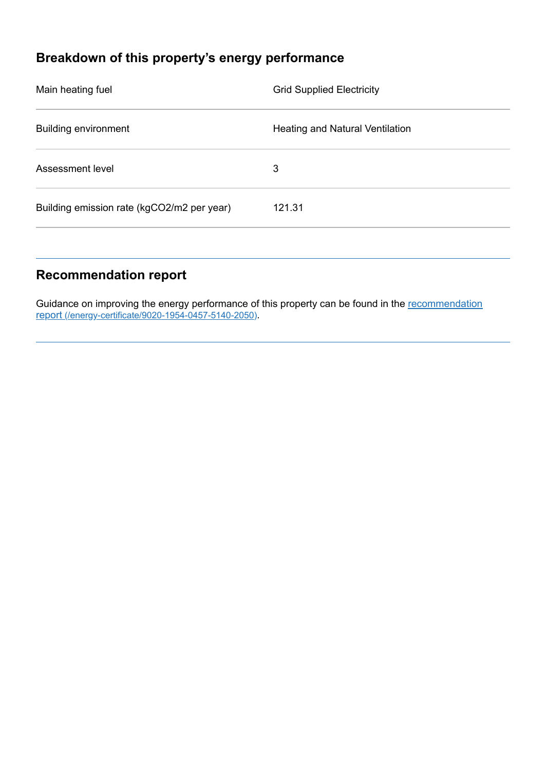## Breakdown of this property's energy performance

| Main heating fuel | Grid Supplied Electricity |
| --- | --- |
| Building environment | Heating and Natural Ventilation |
| Assessment level | 3 |
| Building emission rate (kgCO2/m2 per year) | 121.31 |

## Recommendation report

Guidance on improving the energy performance of this property can be found in the [recommendation report (/energy-certificate/9020-1954-0457-5140-2050)](/energy-certificate/9020-1954-0457-5140-2050).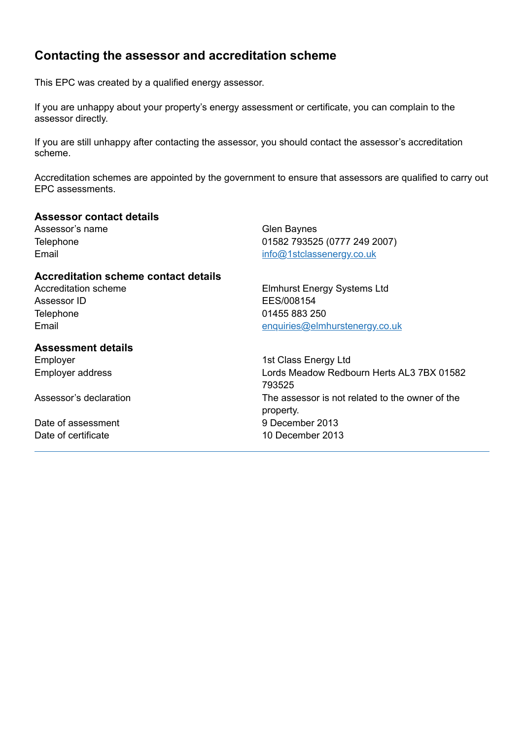## Contacting the assessor and accreditation scheme

This EPC was created by a qualified energy assessor.

If you are unhappy about your property's energy assessment or certificate, you can complain to the assessor directly.

If you are still unhappy after contacting the assessor, you should contact the assessor's accreditation scheme.

Accreditation schemes are appointed by the government to ensure that assessors are qualified to carry out EPC assessments.

### Assessor contact details

| | |
|---|---|
| Assessor's name | Glen Baynes |
| Telephone | 01582 793525 (0777 249 2007) |
| Email | info@1stclassenergy.co.uk |

### Accreditation scheme contact details

| | |
|---|---|
| Accreditation scheme | Elmhurst Energy Systems Ltd |
| Assessor ID | EES/008154 |
| Telephone | 01455 883 250 |
| Email | enquiries@elmhurstenergy.co.uk |

### Assessment details

| | |
|---|---|
| Employer | 1st Class Energy Ltd |
| Employer address | Lords Meadow Redbourn Herts AL3 7BX 01582 793525 |
| Assessor's declaration | The assessor is not related to the owner of the property. |
| Date of assessment | 9 December 2013 |
| Date of certificate | 10 December 2013 |